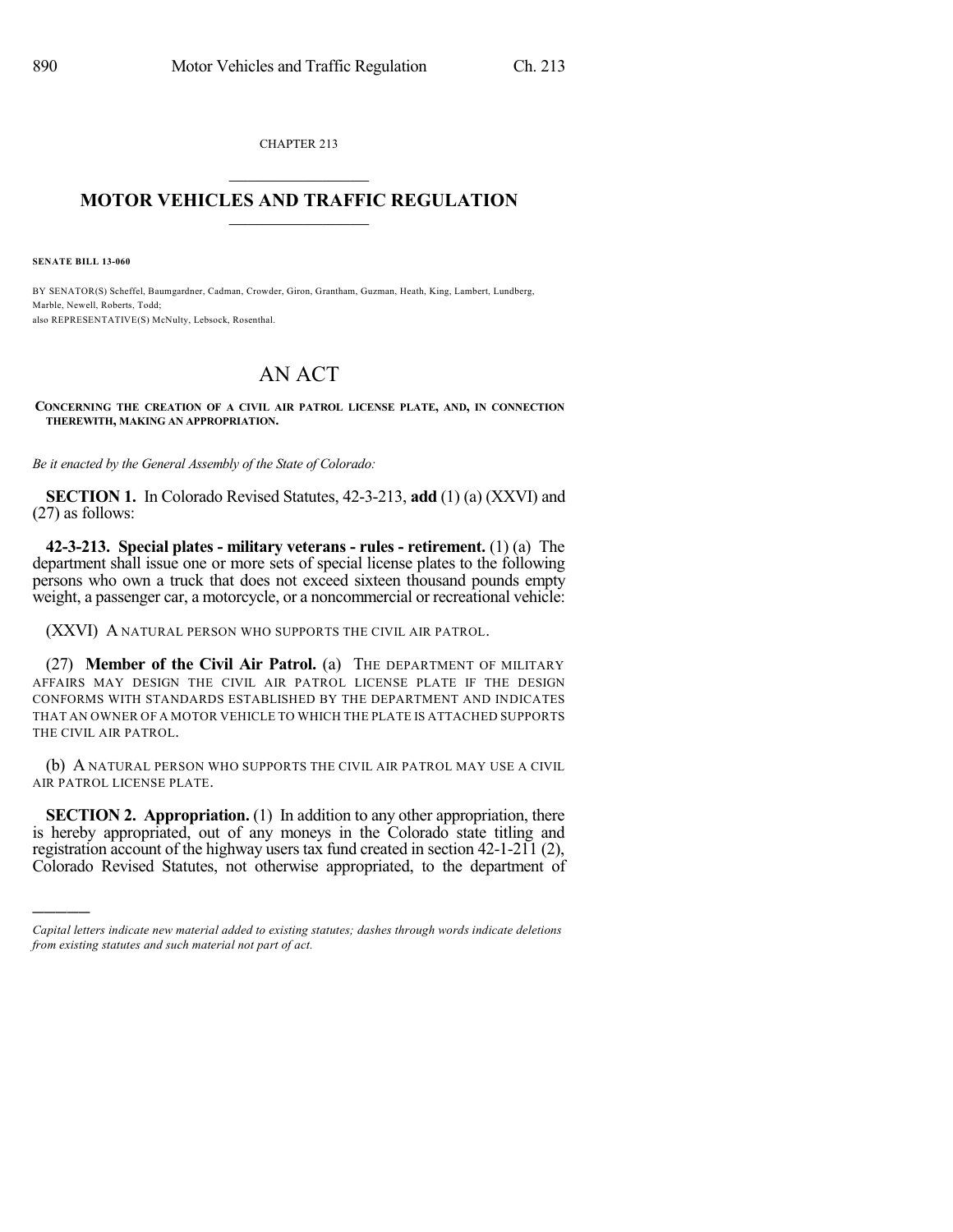CHAPTER 213

# MOTOR VEHICLES AND TRAFFIC REGULATION

**SENATE BILL 13-060**

BY SENATOR(S) Scheffel, Baumgardner, Cadman, Crowder, Giron, Grantham, Guzman, Heath, King, Lambert, Lundberg, Marble, Newell, Roberts, Todd;
also REPRESENTATIVE(S) McNulty, Lebsock, Rosenthal.

# AN ACT

**CONCERNING THE CREATION OF A CIVIL AIR PATROL LICENSE PLATE, AND, IN CONNECTION THEREWITH, MAKING AN APPROPRIATION.**

*Be it enacted by the General Assembly of the State of Colorado:*

**SECTION 1.** In Colorado Revised Statutes, 42-3-213, **add** (1) (a) (XXVI) and (27) as follows:

**42-3-213. Special plates - military veterans - rules - retirement.** (1) (a) The department shall issue one or more sets of special license plates to the following persons who own a truck that does not exceed sixteen thousand pounds empty weight, a passenger car, a motorcycle, or a noncommercial or recreational vehicle:

(XXVI) A NATURAL PERSON WHO SUPPORTS THE CIVIL AIR PATROL.

(27) **Member of the Civil Air Patrol.** (a) THE DEPARTMENT OF MILITARY AFFAIRS MAY DESIGN THE CIVIL AIR PATROL LICENSE PLATE IF THE DESIGN CONFORMS WITH STANDARDS ESTABLISHED BY THE DEPARTMENT AND INDICATES THAT AN OWNER OF A MOTOR VEHICLE TO WHICH THE PLATE IS ATTACHED SUPPORTS THE CIVIL AIR PATROL.

(b) A NATURAL PERSON WHO SUPPORTS THE CIVIL AIR PATROL MAY USE A CIVIL AIR PATROL LICENSE PLATE.

**SECTION 2. Appropriation.** (1) In addition to any other appropriation, there is hereby appropriated, out of any moneys in the Colorado state titling and registration account of the highway users tax fund created in section 42-1-211 (2), Colorado Revised Statutes, not otherwise appropriated, to the department of

---

*Capital letters indicate new material added to existing statutes; dashes through words indicate deletions from existing statutes and such material not part of act.*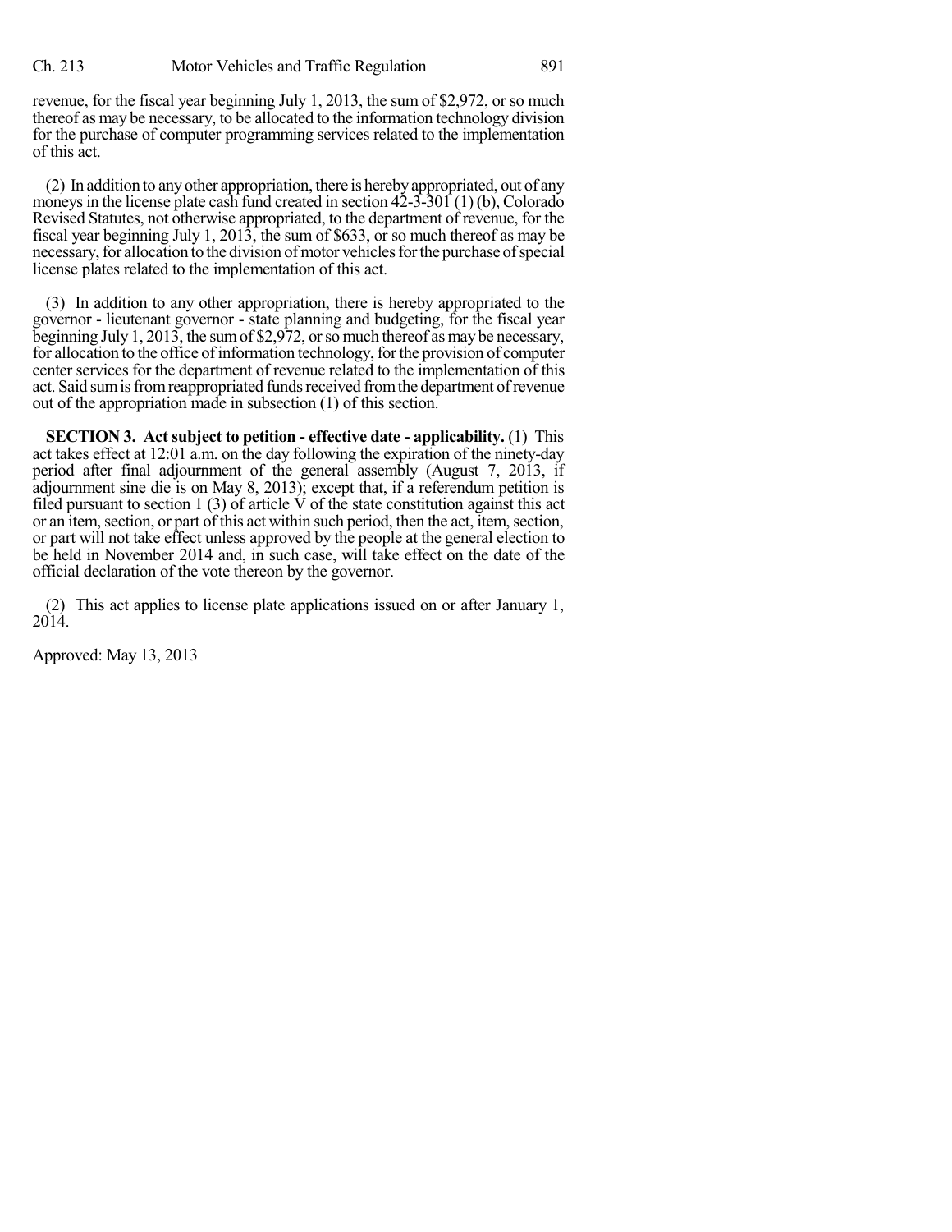revenue, for the fiscal year beginning July 1, 2013, the sum of $2,972, or so much thereof as may be necessary, to be allocated to the information technology division for the purchase of computer programming services related to the implementation of this act.

(2) In addition to any other appropriation, there is hereby appropriated, out of any moneys in the license plate cash fund created in section 42-3-301 (1) (b), Colorado Revised Statutes, not otherwise appropriated, to the department of revenue, for the fiscal year beginning July 1, 2013, the sum of $633, or so much thereof as may be necessary, for allocation to the division of motor vehicles for the purchase of special license plates related to the implementation of this act.

(3) In addition to any other appropriation, there is hereby appropriated to the governor - lieutenant governor - state planning and budgeting, for the fiscal year beginning July 1, 2013, the sum of $2,972, or so much thereof as may be necessary, for allocation to the office of information technology, for the provision of computer center services for the department of revenue related to the implementation of this act. Said sum is from reappropriated funds received from the department of revenue out of the appropriation made in subsection (1) of this section.

**SECTION 3. Act subject to petition - effective date - applicability.** (1) This act takes effect at 12:01 a.m. on the day following the expiration of the ninety-day period after final adjournment of the general assembly (August 7, 2013, if adjournment sine die is on May 8, 2013); except that, if a referendum petition is filed pursuant to section 1 (3) of article V of the state constitution against this act or an item, section, or part of this act within such period, then the act, item, section, or part will not take effect unless approved by the people at the general election to be held in November 2014 and, in such case, will take effect on the date of the official declaration of the vote thereon by the governor.

(2) This act applies to license plate applications issued on or after January 1, 2014.

Approved: May 13, 2013